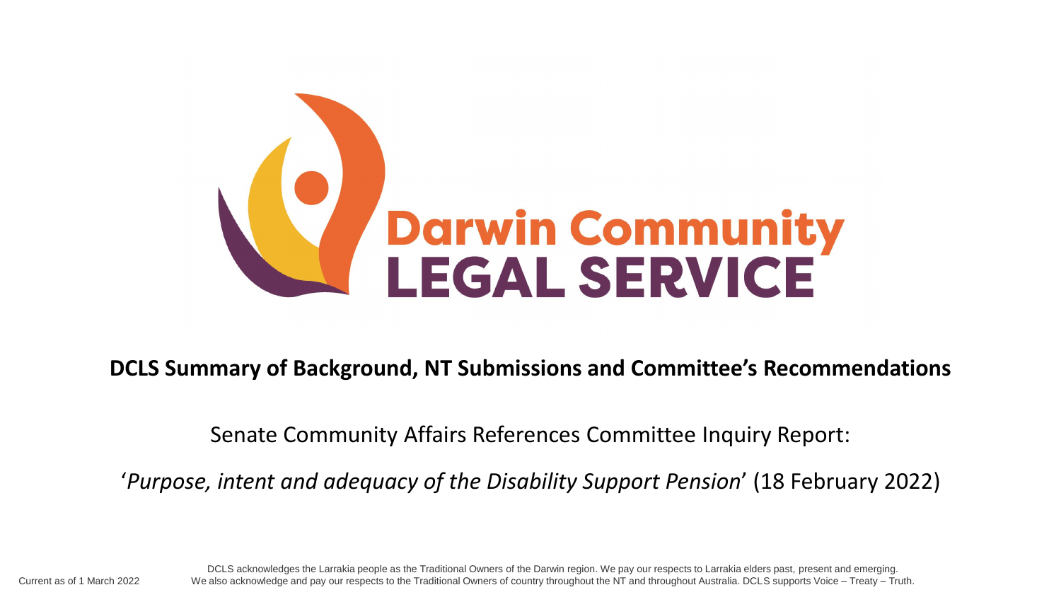# Darwin Community LEGAL SERVICE

**DCLS Summary of Background, NT Submissions and Committee's Recommendations**

Senate Community Affairs References Committee Inquiry Report:

'*Purpose, intent and adequacy of the Disability Support Pension*' (18 February 2022)

Current as of 1 March 2022

DCLS acknowledges the Larrakia people as the Traditional Owners of the Darwin region. We pay our respects to Larrakia elders past, present and emerging. We also acknowledge and pay our respects to the Traditional Owners of country throughout the NT and throughout Australia. DCLS supports Voice – Treaty – Truth.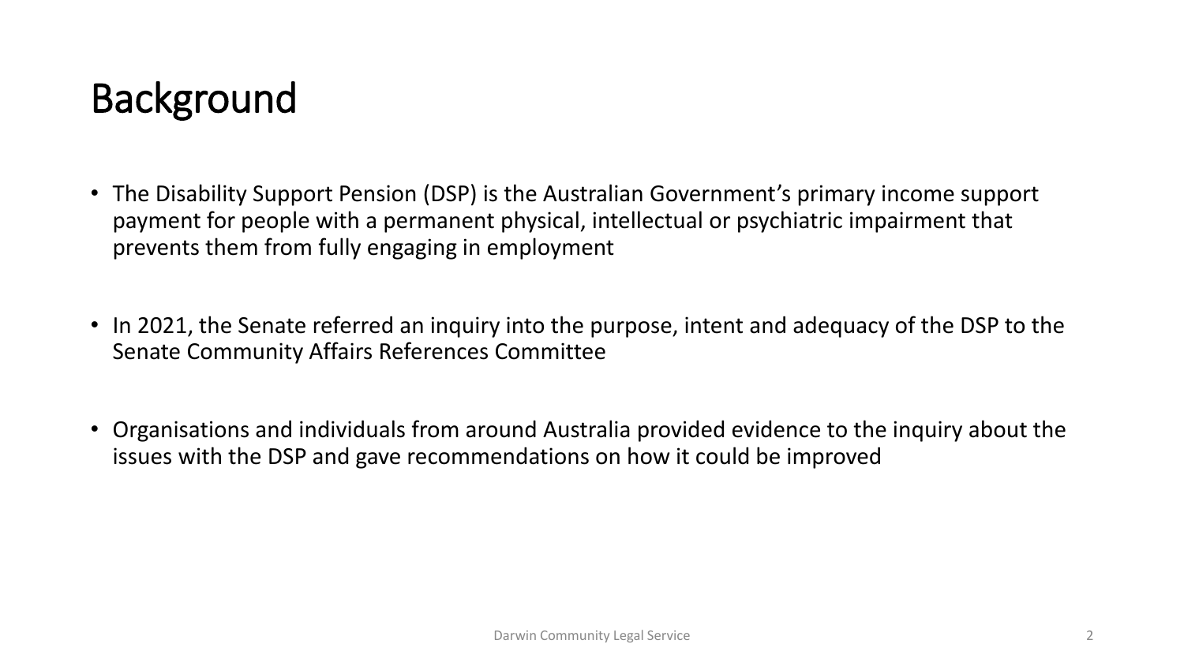# Background

- The Disability Support Pension (DSP) is the Australian Government's primary income support payment for people with a permanent physical, intellectual or psychiatric impairment that prevents them from fully engaging in employment
- In 2021, the Senate referred an inquiry into the purpose, intent and adequacy of the DSP to the Senate Community Affairs References Committee
- Organisations and individuals from around Australia provided evidence to the inquiry about the issues with the DSP and gave recommendations on how it could be improved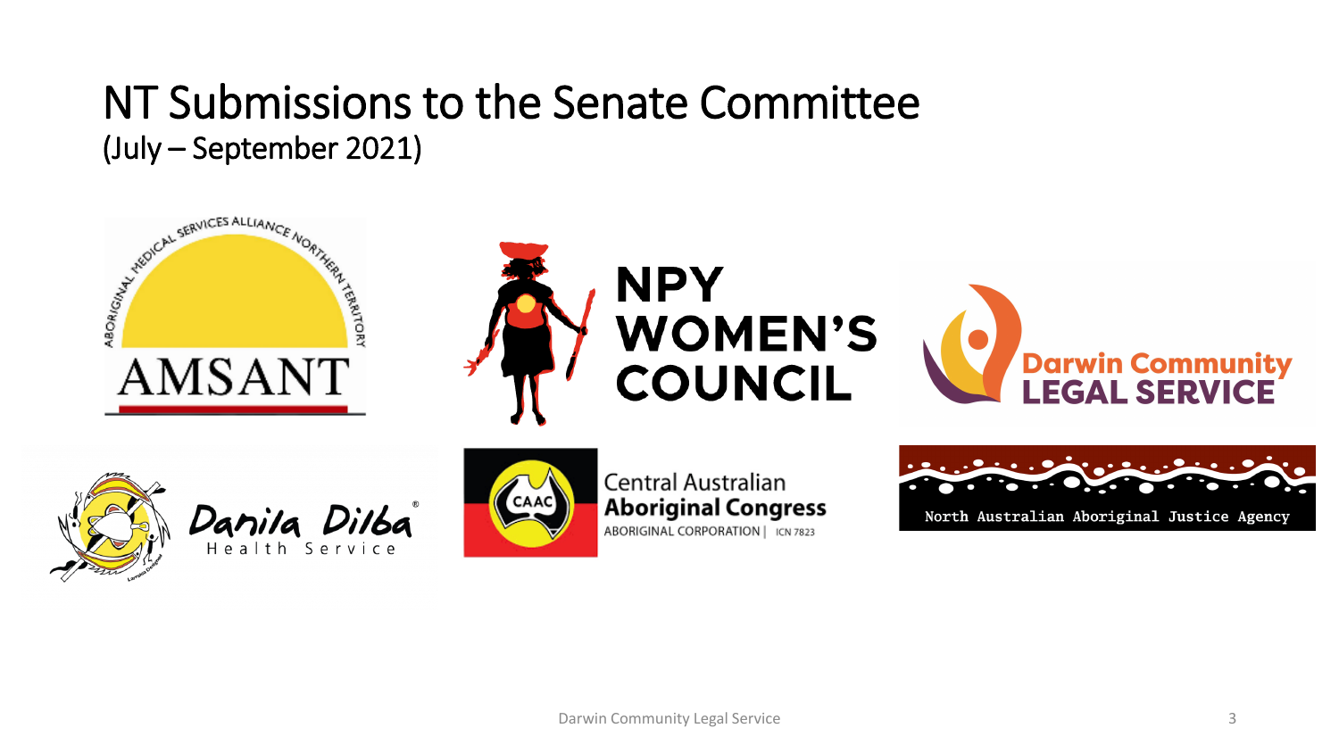# NT Submissions to the Senate Committee
(July – September 2021)

AMSANT
Aboriginal Medical Services Alliance Northern Territory

NPY WOMEN'S COUNCIL

Darwin Community LEGAL SERVICE

Danila Dilba Health Service

Central Australian Aboriginal Congress
ABORIGINAL CORPORATION | ICN 7823

North Australian Aboriginal Justice Agency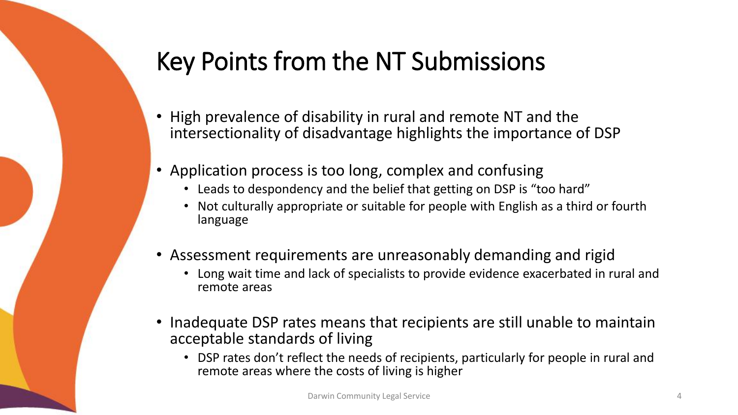# Key Points from the NT Submissions

- High prevalence of disability in rural and remote NT and the intersectionality of disadvantage highlights the importance of DSP
- Application process is too long, complex and confusing
  - Leads to despondency and the belief that getting on DSP is "too hard"
  - Not culturally appropriate or suitable for people with English as a third or fourth language
- Assessment requirements are unreasonably demanding and rigid
  - Long wait time and lack of specialists to provide evidence exacerbated in rural and remote areas
- Inadequate DSP rates means that recipients are still unable to maintain acceptable standards of living
  - DSP rates don't reflect the needs of recipients, particularly for people in rural and remote areas where the costs of living is higher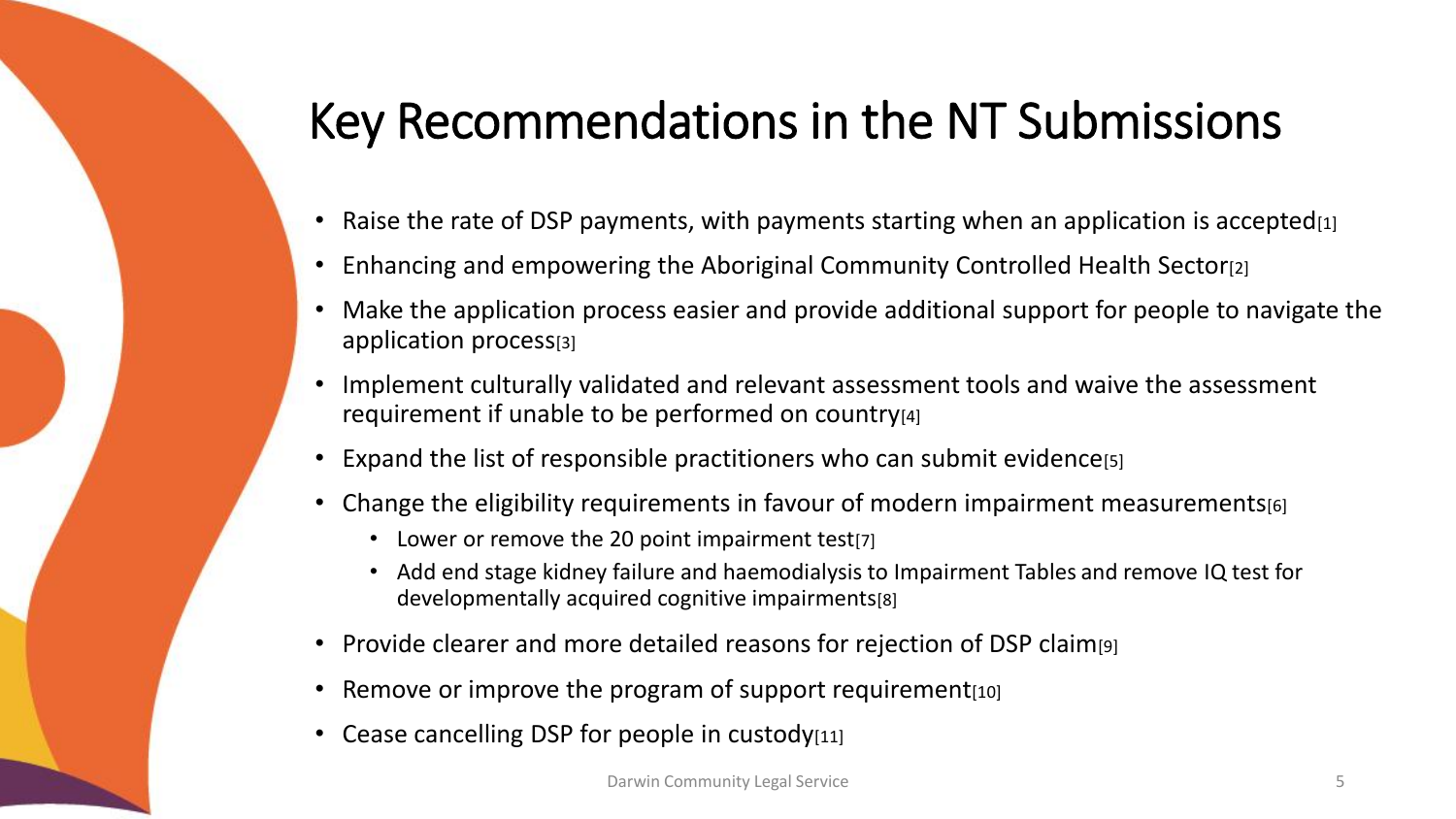# Key Recommendations in the NT Submissions

- Raise the rate of DSP payments, with payments starting when an application is accepted[1]
- Enhancing and empowering the Aboriginal Community Controlled Health Sector[2]
- Make the application process easier and provide additional support for people to navigate the application process[3]
- Implement culturally validated and relevant assessment tools and waive the assessment requirement if unable to be performed on country[4]
- Expand the list of responsible practitioners who can submit evidence[5]
- Change the eligibility requirements in favour of modern impairment measurements[6]
  - Lower or remove the 20 point impairment test[7]
  - Add end stage kidney failure and haemodialysis to Impairment Tables and remove IQ test for developmentally acquired cognitive impairments[8]
- Provide clearer and more detailed reasons for rejection of DSP claim[9]
- Remove or improve the program of support requirement[10]
- Cease cancelling DSP for people in custody[11]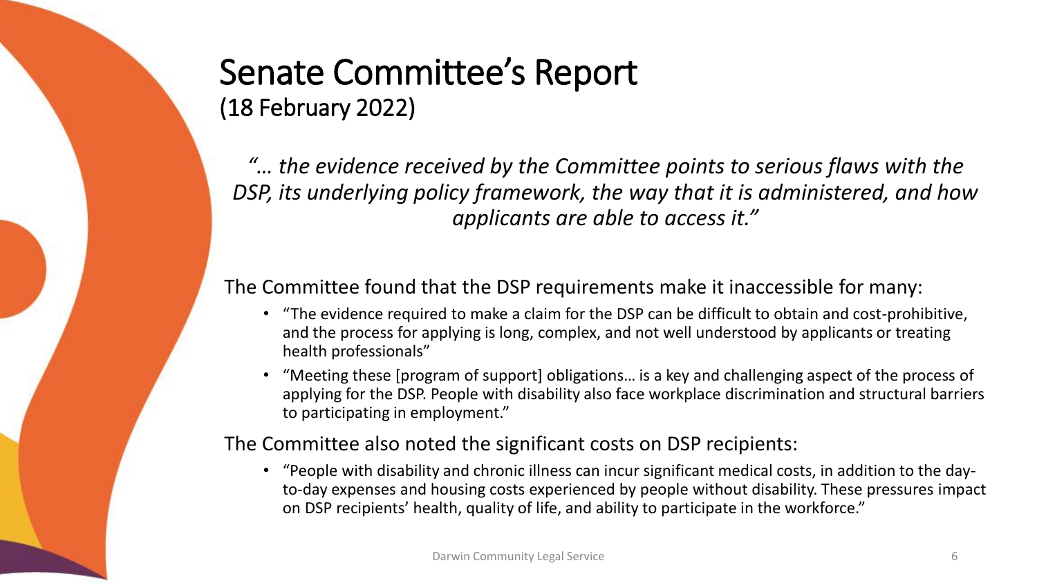# Senate Committee's Report
(18 February 2022)

*"… the evidence received by the Committee points to serious flaws with the DSP, its underlying policy framework, the way that it is administered, and how applicants are able to access it."*

The Committee found that the DSP requirements make it inaccessible for many:

- "The evidence required to make a claim for the DSP can be difficult to obtain and cost-prohibitive, and the process for applying is long, complex, and not well understood by applicants or treating health professionals"
- "Meeting these [program of support] obligations… is a key and challenging aspect of the process of applying for the DSP. People with disability also face workplace discrimination and structural barriers to participating in employment."

The Committee also noted the significant costs on DSP recipients:

- "People with disability and chronic illness can incur significant medical costs, in addition to the day-to-day expenses and housing costs experienced by people without disability. These pressures impact on DSP recipients' health, quality of life, and ability to participate in the workforce."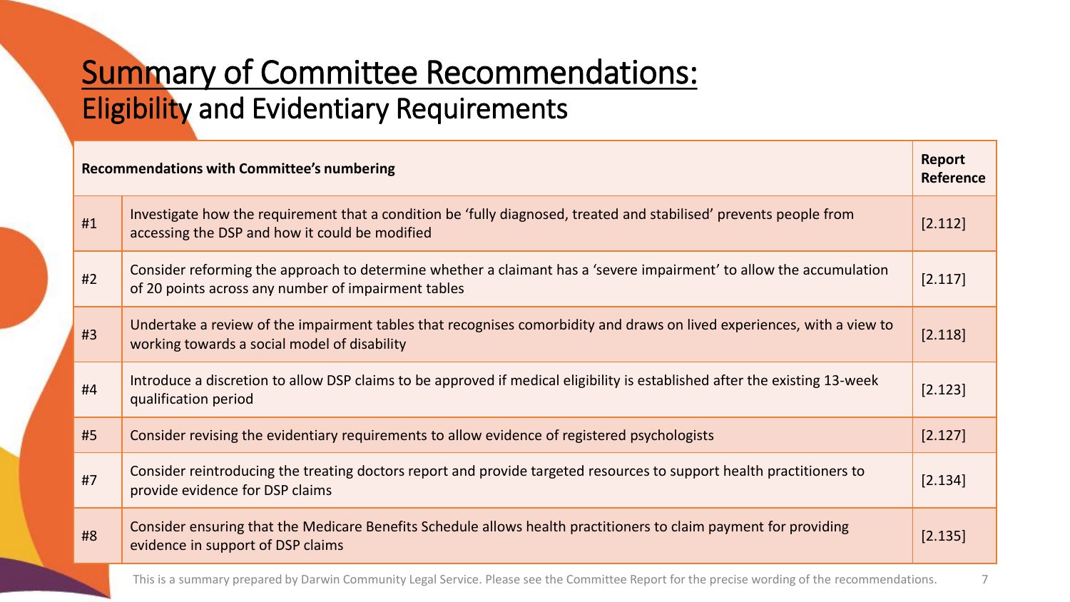# Summary of Committee Recommendations:

## Eligibility and Evidentiary Requirements

| Recommendations with Committee's numbering | | Report Reference |
|---|---|---|
| #1 | Investigate how the requirement that a condition be 'fully diagnosed, treated and stabilised' prevents people from accessing the DSP and how it could be modified | [2.112] |
| #2 | Consider reforming the approach to determine whether a claimant has a 'severe impairment' to allow the accumulation of 20 points across any number of impairment tables | [2.117] |
| #3 | Undertake a review of the impairment tables that recognises comorbidity and draws on lived experiences, with a view to working towards a social model of disability | [2.118] |
| #4 | Introduce a discretion to allow DSP claims to be approved if medical eligibility is established after the existing 13-week qualification period | [2.123] |
| #5 | Consider revising the evidentiary requirements to allow evidence of registered psychologists | [2.127] |
| #7 | Consider reintroducing the treating doctors report and provide targeted resources to support health practitioners to provide evidence for DSP claims | [2.134] |
| #8 | Consider ensuring that the Medicare Benefits Schedule allows health practitioners to claim payment for providing evidence in support of DSP claims | [2.135] |

This is a summary prepared by Darwin Community Legal Service. Please see the Committee Report for the precise wording of the recommendations.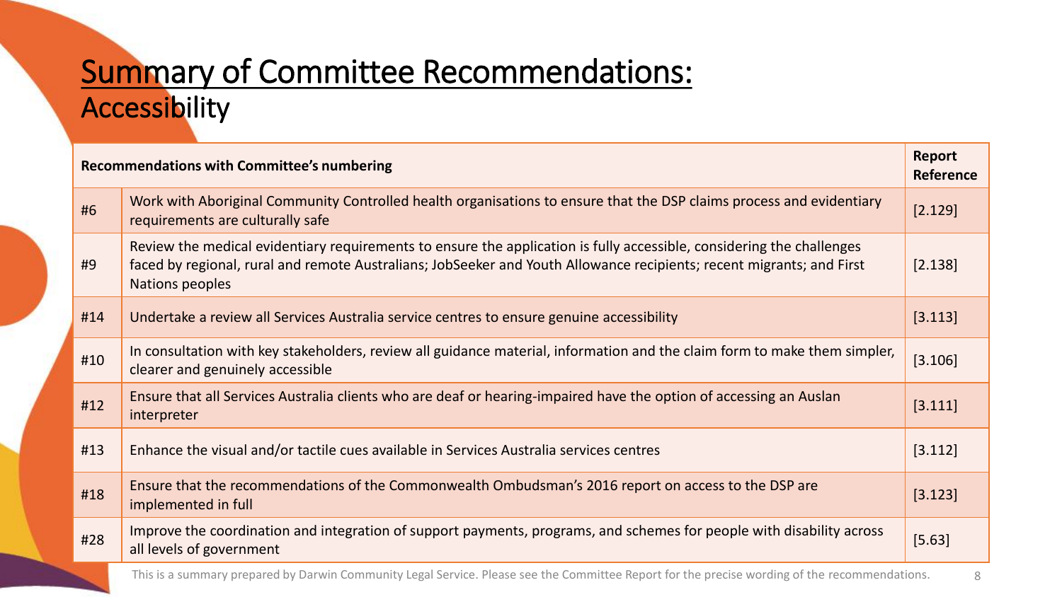# Summary of Committee Recommendations:
## Accessibility

| Recommendations with Committee's numbering | | Report Reference |
|---|---|---|
| #6 | Work with Aboriginal Community Controlled health organisations to ensure that the DSP claims process and evidentiary requirements are culturally safe | [2.129] |
| #9 | Review the medical evidentiary requirements to ensure the application is fully accessible, considering the challenges faced by regional, rural and remote Australians; JobSeeker and Youth Allowance recipients; recent migrants; and First Nations peoples | [2.138] |
| #14 | Undertake a review all Services Australia service centres to ensure genuine accessibility | [3.113] |
| #10 | In consultation with key stakeholders, review all guidance material, information and the claim form to make them simpler, clearer and genuinely accessible | [3.106] |
| #12 | Ensure that all Services Australia clients who are deaf or hearing-impaired have the option of accessing an Auslan interpreter | [3.111] |
| #13 | Enhance the visual and/or tactile cues available in Services Australia services centres | [3.112] |
| #18 | Ensure that the recommendations of the Commonwealth Ombudsman's 2016 report on access to the DSP are implemented in full | [3.123] |
| #28 | Improve the coordination and integration of support payments, programs, and schemes for people with disability across all levels of government | [5.63] |

This is a summary prepared by Darwin Community Legal Service. Please see the Committee Report for the precise wording of the recommendations.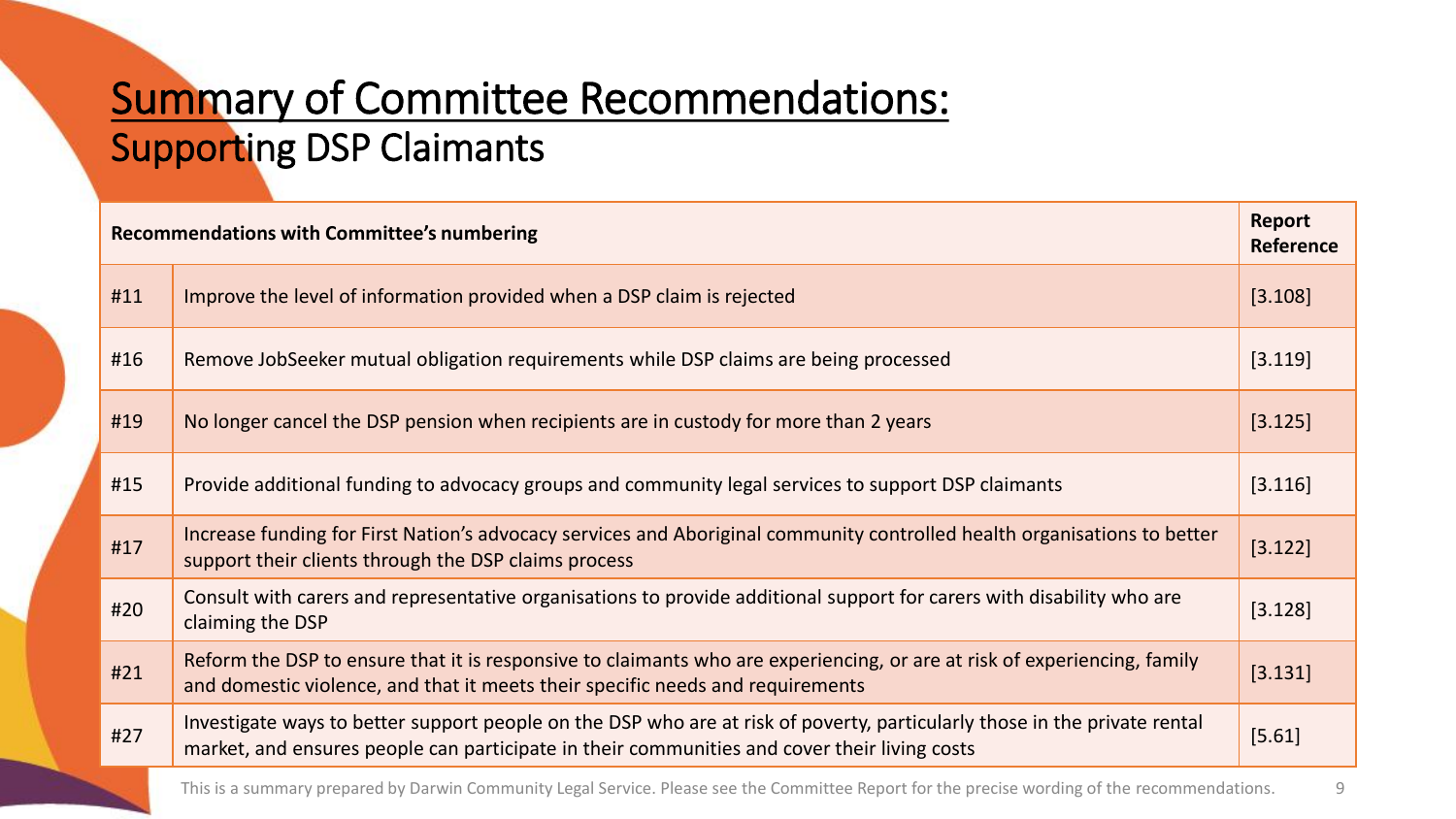# Summary of Committee Recommendations:
## Supporting DSP Claimants

| Recommendations with Committee's numbering | | Report Reference |
|---|---|---|
| #11 | Improve the level of information provided when a DSP claim is rejected | [3.108] |
| #16 | Remove JobSeeker mutual obligation requirements while DSP claims are being processed | [3.119] |
| #19 | No longer cancel the DSP pension when recipients are in custody for more than 2 years | [3.125] |
| #15 | Provide additional funding to advocacy groups and community legal services to support DSP claimants | [3.116] |
| #17 | Increase funding for First Nation's advocacy services and Aboriginal community controlled health organisations to better support their clients through the DSP claims process | [3.122] |
| #20 | Consult with carers and representative organisations to provide additional support for carers with disability who are claiming the DSP | [3.128] |
| #21 | Reform the DSP to ensure that it is responsive to claimants who are experiencing, or are at risk of experiencing, family and domestic violence, and that it meets their specific needs and requirements | [3.131] |
| #27 | Investigate ways to better support people on the DSP who are at risk of poverty, particularly those in the private rental market, and ensures people can participate in their communities and cover their living costs | [5.61] |

This is a summary prepared by Darwin Community Legal Service. Please see the Committee Report for the precise wording of the recommendations.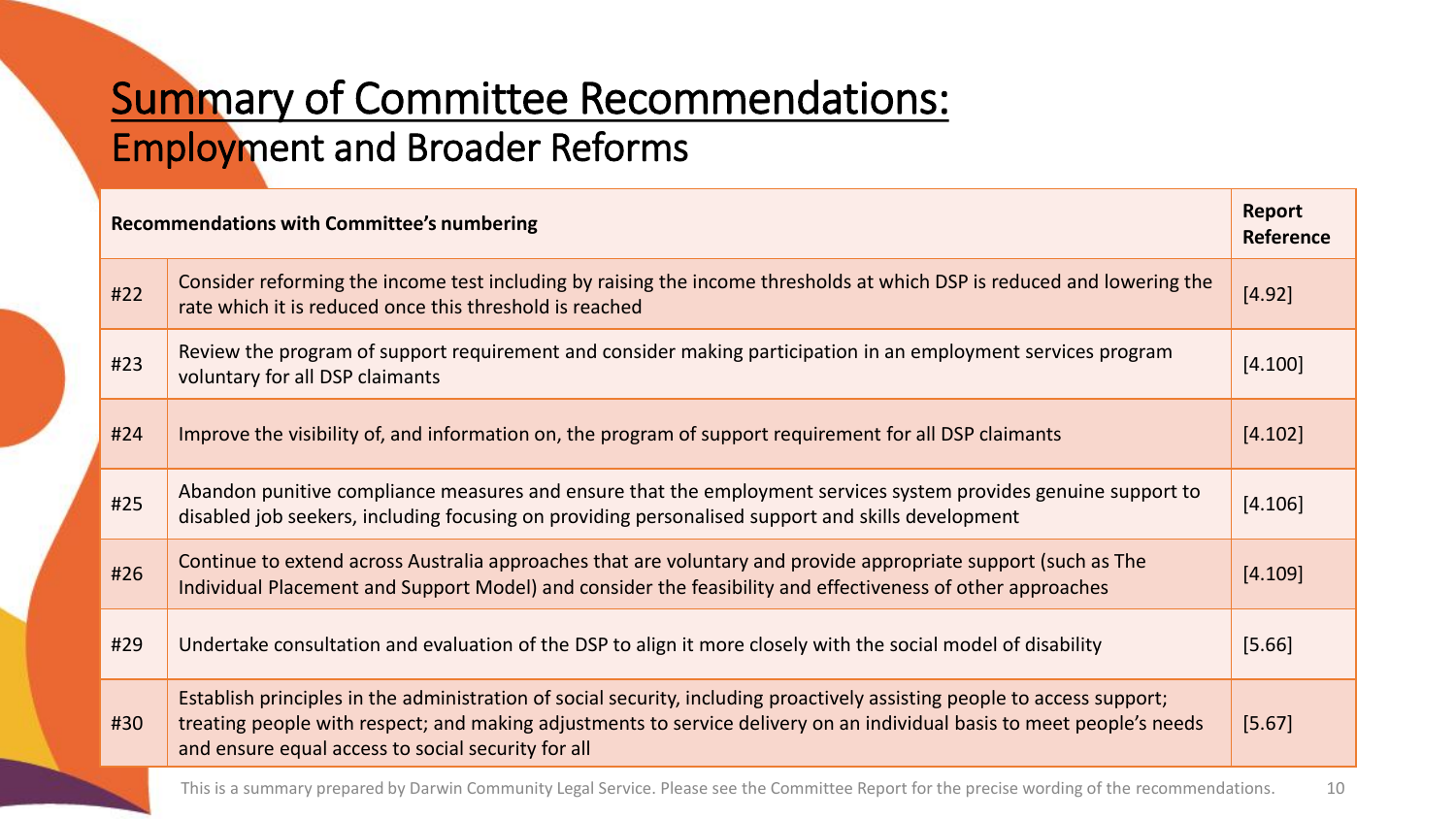# Summary of Committee Recommendations:
## Employment and Broader Reforms

| Recommendations with Committee's numbering | | Report Reference |
|---|---|---|
| #22 | Consider reforming the income test including by raising the income thresholds at which DSP is reduced and lowering the rate which it is reduced once this threshold is reached | [4.92] |
| #23 | Review the program of support requirement and consider making participation in an employment services program voluntary for all DSP claimants | [4.100] |
| #24 | Improve the visibility of, and information on, the program of support requirement for all DSP claimants | [4.102] |
| #25 | Abandon punitive compliance measures and ensure that the employment services system provides genuine support to disabled job seekers, including focusing on providing personalised support and skills development | [4.106] |
| #26 | Continue to extend across Australia approaches that are voluntary and provide appropriate support (such as The Individual Placement and Support Model) and consider the feasibility and effectiveness of other approaches | [4.109] |
| #29 | Undertake consultation and evaluation of the DSP to align it more closely with the social model of disability | [5.66] |
| #30 | Establish principles in the administration of social security, including proactively assisting people to access support; treating people with respect; and making adjustments to service delivery on an individual basis to meet people's needs and ensure equal access to social security for all | [5.67] |

This is a summary prepared by Darwin Community Legal Service. Please see the Committee Report for the precise wording of the recommendations.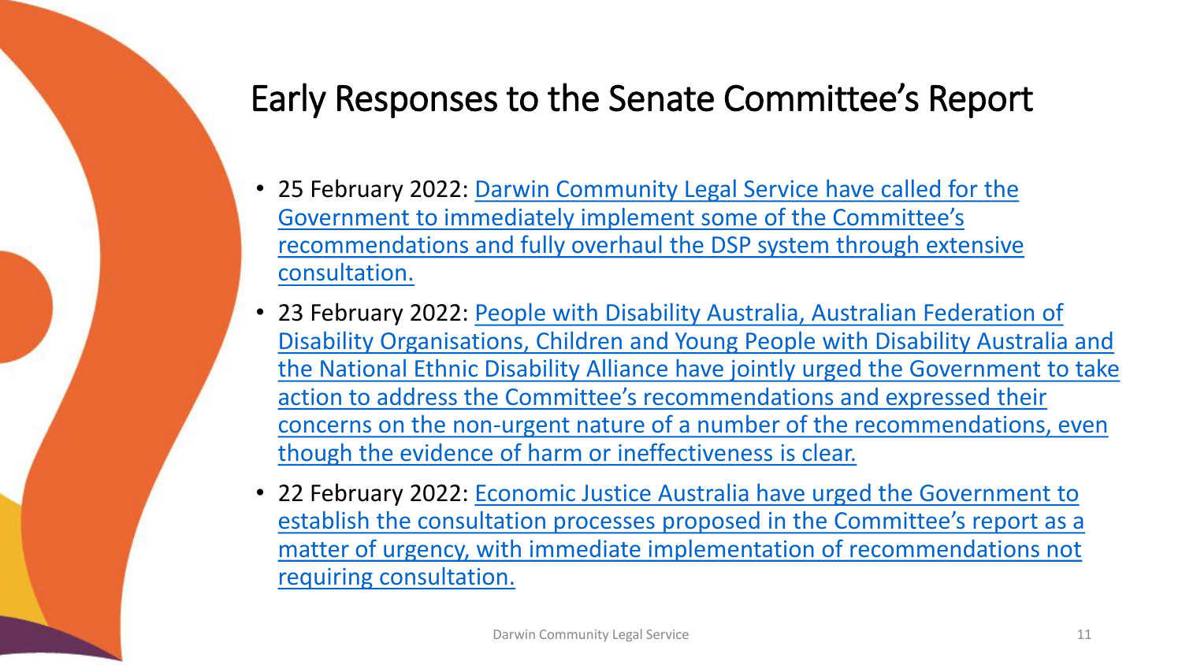# Early Responses to the Senate Committee's Report

- 25 February 2022: Darwin Community Legal Service have called for the Government to immediately implement some of the Committee's recommendations and fully overhaul the DSP system through extensive consultation.
- 23 February 2022: People with Disability Australia, Australian Federation of Disability Organisations, Children and Young People with Disability Australia and the National Ethnic Disability Alliance have jointly urged the Government to take action to address the Committee's recommendations and expressed their concerns on the non-urgent nature of a number of the recommendations, even though the evidence of harm or ineffectiveness is clear.
- 22 February 2022: Economic Justice Australia have urged the Government to establish the consultation processes proposed in the Committee's report as a matter of urgency, with immediate implementation of recommendations not requiring consultation.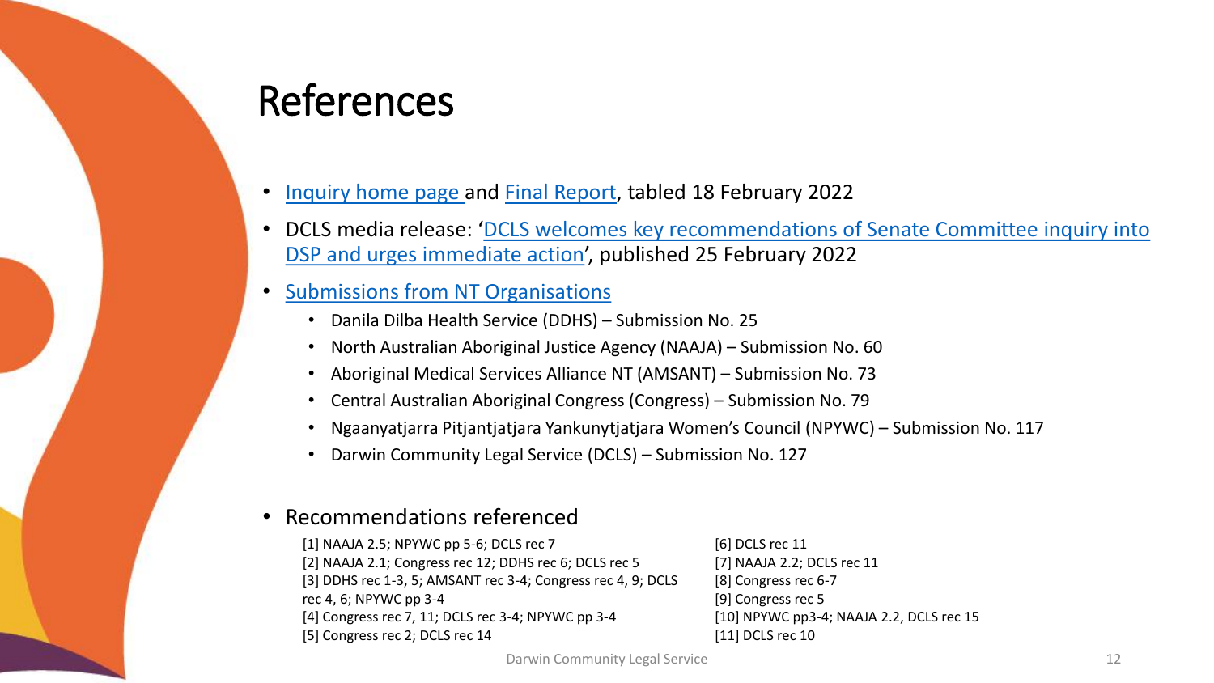# References

- Inquiry home page and Final Report, tabled 18 February 2022
- DCLS media release: 'DCLS welcomes key recommendations of Senate Committee inquiry into DSP and urges immediate action', published 25 February 2022
- Submissions from NT Organisations
  - Danila Dilba Health Service (DDHS) – Submission No. 25
  - North Australian Aboriginal Justice Agency (NAAJA) – Submission No. 60
  - Aboriginal Medical Services Alliance NT (AMSANT) – Submission No. 73
  - Central Australian Aboriginal Congress (Congress) – Submission No. 79
  - Ngaanyatjarra Pitjantjatjara Yankunytjatjara Women's Council (NPYWC) – Submission No. 117
  - Darwin Community Legal Service (DCLS) – Submission No. 127
- Recommendations referenced

[1] NAAJA 2.5; NPYWC pp 5-6; DCLS rec 7
[2] NAAJA 2.1; Congress rec 12; DDHS rec 6; DCLS rec 5
[3] DDHS rec 1-3, 5; AMSANT rec 3-4; Congress rec 4, 9; DCLS rec 4, 6; NPYWC pp 3-4
[4] Congress rec 7, 11; DCLS rec 3-4; NPYWC pp 3-4
[5] Congress rec 2; DCLS rec 14
[6] DCLS rec 11
[7] NAAJA 2.2; DCLS rec 11
[8] Congress rec 6-7
[9] Congress rec 5
[10] NPYWC pp3-4; NAAJA 2.2, DCLS rec 15
[11] DCLS rec 10